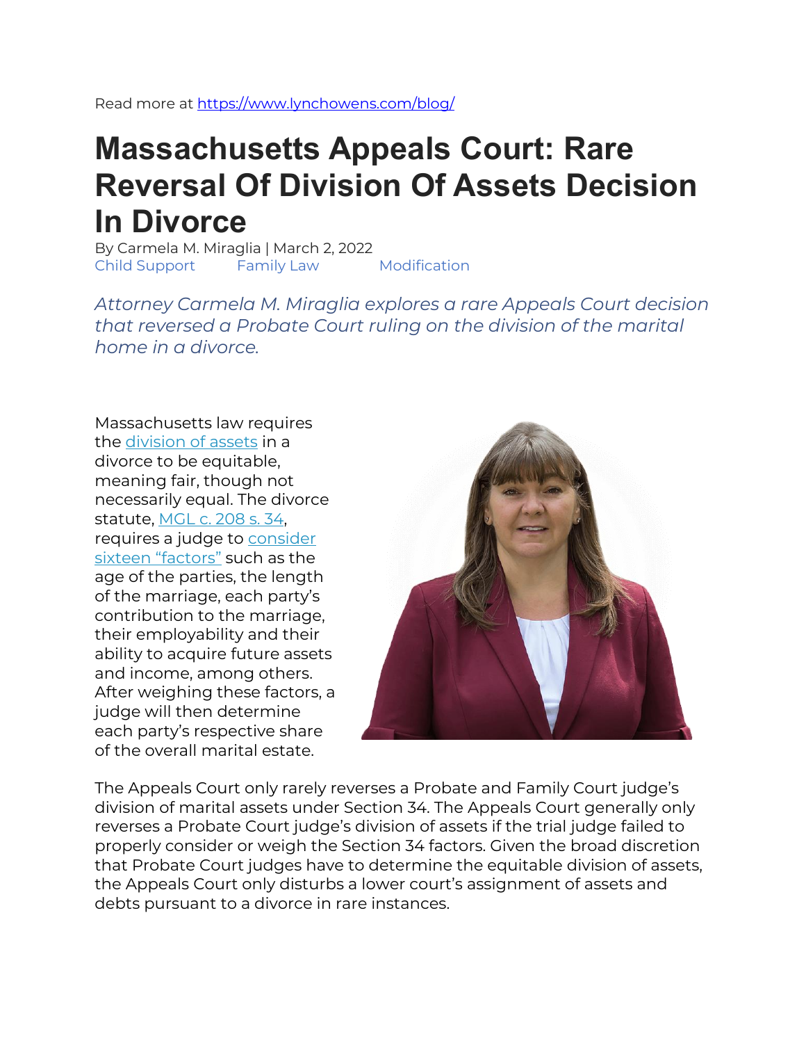Read more at [https://www.lynchowens.com/blog/](https://www.lynchowens.com/blog/)

# Massachusetts Appeals Court: Rare Reversal Of Division Of Assets Decision In Divorce

By Carmela M. Miraglia | March 2, 2022

Child Support Family Law Modification

*Attorney Carmela M. Miraglia explores a rare Appeals Court decision that reversed a Probate Court ruling on the division of the marital home in a divorce.*

Massachusetts law requires the [division of assets](#) in a divorce to be equitable, meaning fair, though not necessarily equal. The divorce statute, [MGL c. 208 s. 34](#), requires a judge to [consider sixteen "factors"](#) such as the age of the parties, the length of the marriage, each party's contribution to the marriage, their employability and their ability to acquire future assets and income, among others. After weighing these factors, a judge will then determine each party's respective share of the overall marital estate.

The Appeals Court only rarely reverses a Probate and Family Court judge's division of marital assets under Section 34. The Appeals Court generally only reverses a Probate Court judge's division of assets if the trial judge failed to properly consider or weigh the Section 34 factors. Given the broad discretion that Probate Court judges have to determine the equitable division of assets, the Appeals Court only disturbs a lower court's assignment of assets and debts pursuant to a divorce in rare instances.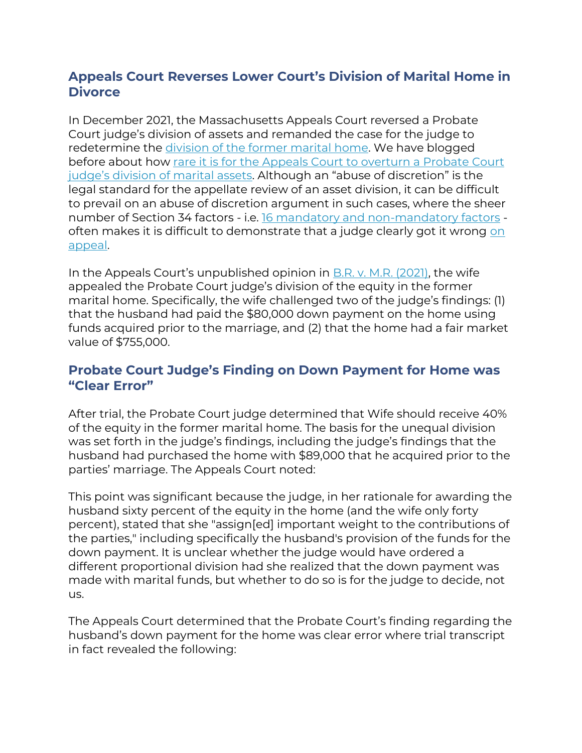## Appeals Court Reverses Lower Court's Division of Marital Home in Divorce

In December 2021, the Massachusetts Appeals Court reversed a Probate Court judge's division of assets and remanded the case for the judge to redetermine the division of the former marital home. We have blogged before about how rare it is for the Appeals Court to overturn a Probate Court judge's division of marital assets. Although an "abuse of discretion" is the legal standard for the appellate review of an asset division, it can be difficult to prevail on an abuse of discretion argument in such cases, where the sheer number of Section 34 factors - i.e. 16 mandatory and non-mandatory factors - often makes it is difficult to demonstrate that a judge clearly got it wrong on appeal.

In the Appeals Court's unpublished opinion in B.R. v. M.R. (2021), the wife appealed the Probate Court judge's division of the equity in the former marital home. Specifically, the wife challenged two of the judge's findings: (1) that the husband had paid the $80,000 down payment on the home using funds acquired prior to the marriage, and (2) that the home had a fair market value of $755,000.

## Probate Court Judge's Finding on Down Payment for Home was "Clear Error"

After trial, the Probate Court judge determined that Wife should receive 40% of the equity in the former marital home. The basis for the unequal division was set forth in the judge's findings, including the judge's findings that the husband had purchased the home with $89,000 that he acquired prior to the parties' marriage. The Appeals Court noted:

This point was significant because the judge, in her rationale for awarding the husband sixty percent of the equity in the home (and the wife only forty percent), stated that she "assign[ed] important weight to the contributions of the parties," including specifically the husband's provision of the funds for the down payment. It is unclear whether the judge would have ordered a different proportional division had she realized that the down payment was made with marital funds, but whether to do so is for the judge to decide, not us.

The Appeals Court determined that the Probate Court's finding regarding the husband's down payment for the home was clear error where trial transcript in fact revealed the following: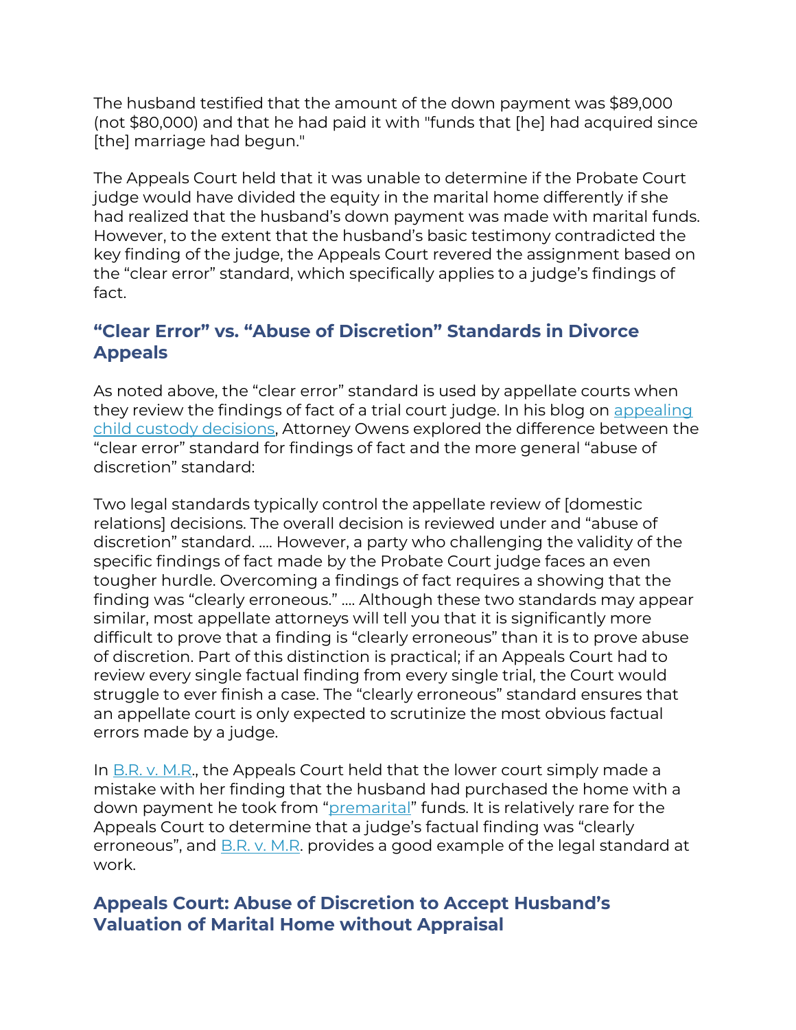The husband testified that the amount of the down payment was $89,000 (not $80,000) and that he had paid it with "funds that [he] had acquired since [the] marriage had begun."

The Appeals Court held that it was unable to determine if the Probate Court judge would have divided the equity in the marital home differently if she had realized that the husband's down payment was made with marital funds. However, to the extent that the husband's basic testimony contradicted the key finding of the judge, the Appeals Court revered the assignment based on the "clear error" standard, which specifically applies to a judge's findings of fact.

## "Clear Error" vs. "Abuse of Discretion" Standards in Divorce Appeals

As noted above, the "clear error" standard is used by appellate courts when they review the findings of fact of a trial court judge. In his blog on appealing child custody decisions, Attorney Owens explored the difference between the "clear error" standard for findings of fact and the more general "abuse of discretion" standard:

Two legal standards typically control the appellate review of [domestic relations] decisions. The overall decision is reviewed under and "abuse of discretion" standard. .... However, a party who challenging the validity of the specific findings of fact made by the Probate Court judge faces an even tougher hurdle. Overcoming a findings of fact requires a showing that the finding was "clearly erroneous." .... Although these two standards may appear similar, most appellate attorneys will tell you that it is significantly more difficult to prove that a finding is "clearly erroneous" than it is to prove abuse of discretion. Part of this distinction is practical; if an Appeals Court had to review every single factual finding from every single trial, the Court would struggle to ever finish a case. The "clearly erroneous" standard ensures that an appellate court is only expected to scrutinize the most obvious factual errors made by a judge.

In B.R. v. M.R., the Appeals Court held that the lower court simply made a mistake with her finding that the husband had purchased the home with a down payment he took from "premarital" funds. It is relatively rare for the Appeals Court to determine that a judge's factual finding was "clearly erroneous", and B.R. v. M.R. provides a good example of the legal standard at work.

## Appeals Court: Abuse of Discretion to Accept Husband's Valuation of Marital Home without Appraisal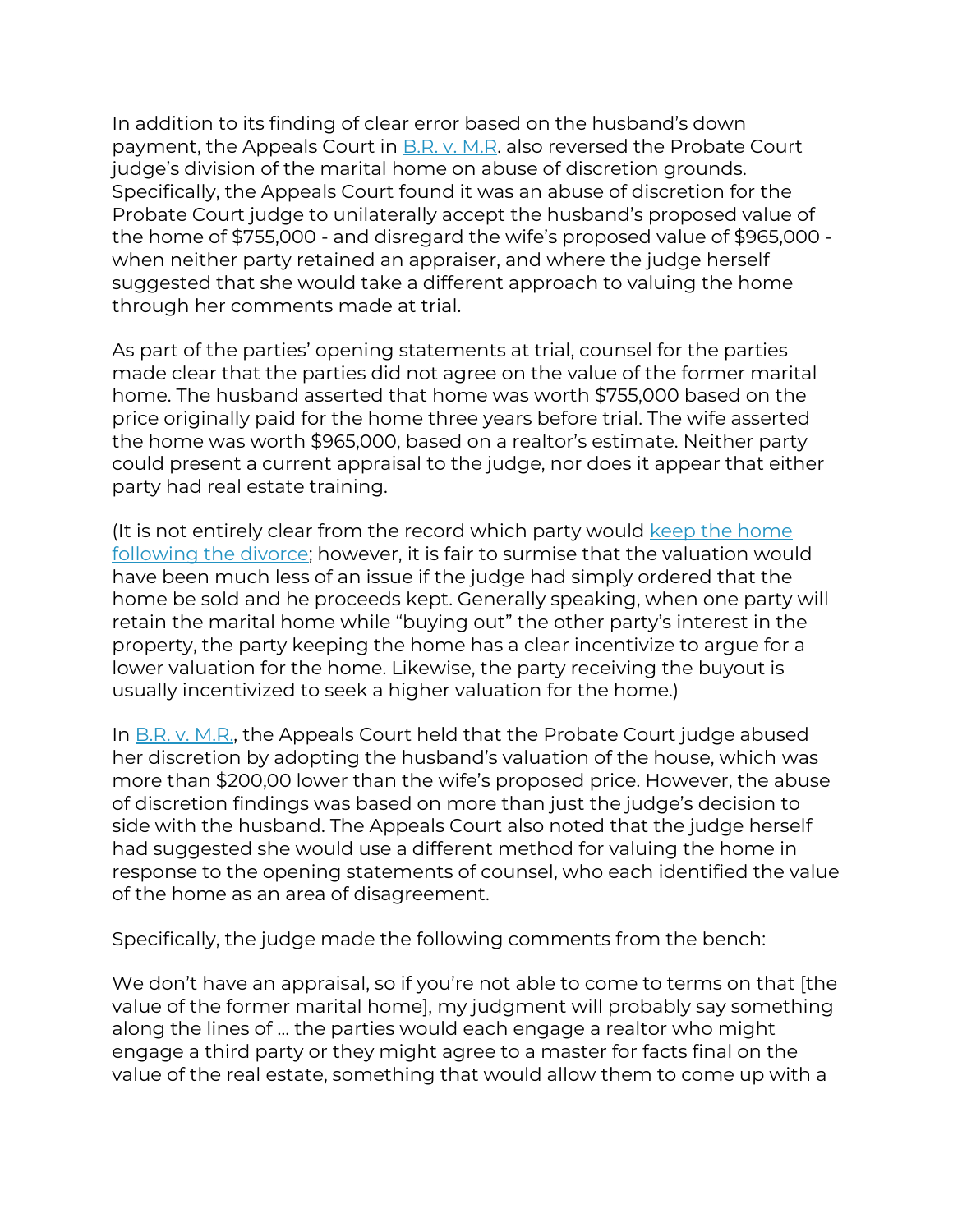In addition to its finding of clear error based on the husband's down payment, the Appeals Court in B.R. v. M.R. also reversed the Probate Court judge's division of the marital home on abuse of discretion grounds. Specifically, the Appeals Court found it was an abuse of discretion for the Probate Court judge to unilaterally accept the husband's proposed value of the home of $755,000 - and disregard the wife's proposed value of $965,000 - when neither party retained an appraiser, and where the judge herself suggested that she would take a different approach to valuing the home through her comments made at trial.

As part of the parties' opening statements at trial, counsel for the parties made clear that the parties did not agree on the value of the former marital home. The husband asserted that home was worth $755,000 based on the price originally paid for the home three years before trial. The wife asserted the home was worth $965,000, based on a realtor's estimate. Neither party could present a current appraisal to the judge, nor does it appear that either party had real estate training.

(It is not entirely clear from the record which party would keep the home following the divorce; however, it is fair to surmise that the valuation would have been much less of an issue if the judge had simply ordered that the home be sold and he proceeds kept. Generally speaking, when one party will retain the marital home while "buying out" the other party's interest in the property, the party keeping the home has a clear incentivize to argue for a lower valuation for the home. Likewise, the party receiving the buyout is usually incentivized to seek a higher valuation for the home.)

In B.R. v. M.R., the Appeals Court held that the Probate Court judge abused her discretion by adopting the husband's valuation of the house, which was more than $200,00 lower than the wife's proposed price. However, the abuse of discretion findings was based on more than just the judge's decision to side with the husband. The Appeals Court also noted that the judge herself had suggested she would use a different method for valuing the home in response to the opening statements of counsel, who each identified the value of the home as an area of disagreement.

Specifically, the judge made the following comments from the bench:

We don't have an appraisal, so if you're not able to come to terms on that [the value of the former marital home], my judgment will probably say something along the lines of ... the parties would each engage a realtor who might engage a third party or they might agree to a master for facts final on the value of the real estate, something that would allow them to come up with a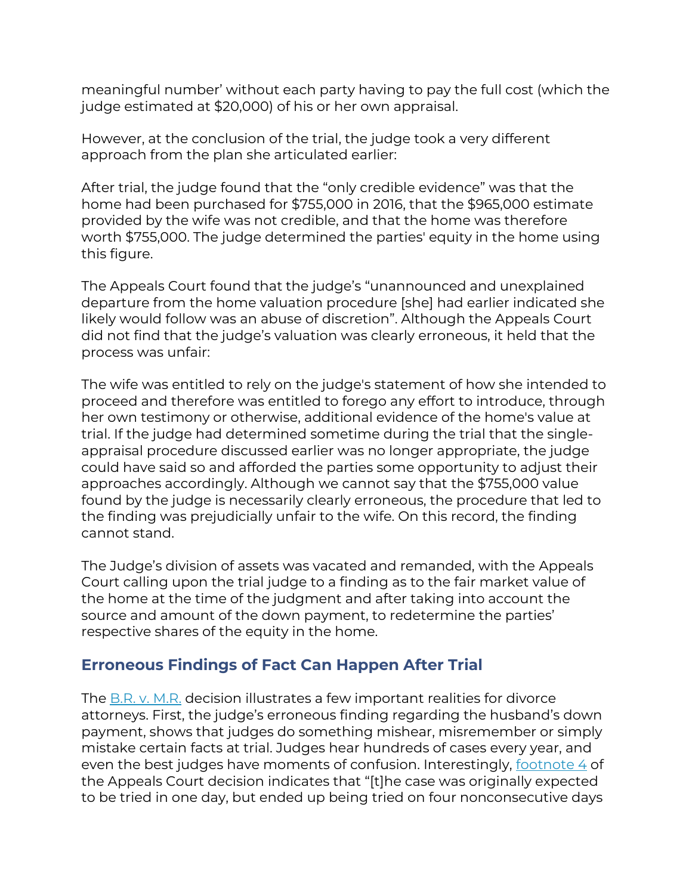meaningful number' without each party having to pay the full cost (which the judge estimated at $20,000) of his or her own appraisal.

However, at the conclusion of the trial, the judge took a very different approach from the plan she articulated earlier:

After trial, the judge found that the "only credible evidence" was that the home had been purchased for $755,000 in 2016, that the $965,000 estimate provided by the wife was not credible, and that the home was therefore worth $755,000. The judge determined the parties' equity in the home using this figure.

The Appeals Court found that the judge's "unannounced and unexplained departure from the home valuation procedure [she] had earlier indicated she likely would follow was an abuse of discretion". Although the Appeals Court did not find that the judge's valuation was clearly erroneous, it held that the process was unfair:

The wife was entitled to rely on the judge's statement of how she intended to proceed and therefore was entitled to forego any effort to introduce, through her own testimony or otherwise, additional evidence of the home's value at trial. If the judge had determined sometime during the trial that the single-appraisal procedure discussed earlier was no longer appropriate, the judge could have said so and afforded the parties some opportunity to adjust their approaches accordingly. Although we cannot say that the $755,000 value found by the judge is necessarily clearly erroneous, the procedure that led to the finding was prejudicially unfair to the wife. On this record, the finding cannot stand.

The Judge's division of assets was vacated and remanded, with the Appeals Court calling upon the trial judge to a finding as to the fair market value of the home at the time of the judgment and after taking into account the source and amount of the down payment, to redetermine the parties' respective shares of the equity in the home.

## Erroneous Findings of Fact Can Happen After Trial

The [B.R. v. M.R.](#) decision illustrates a few important realities for divorce attorneys. First, the judge's erroneous finding regarding the husband's down payment, shows that judges do something mishear, misremember or simply mistake certain facts at trial. Judges hear hundreds of cases every year, and even the best judges have moments of confusion. Interestingly, [footnote 4](#) of the Appeals Court decision indicates that "[t]he case was originally expected to be tried in one day, but ended up being tried on four nonconsecutive days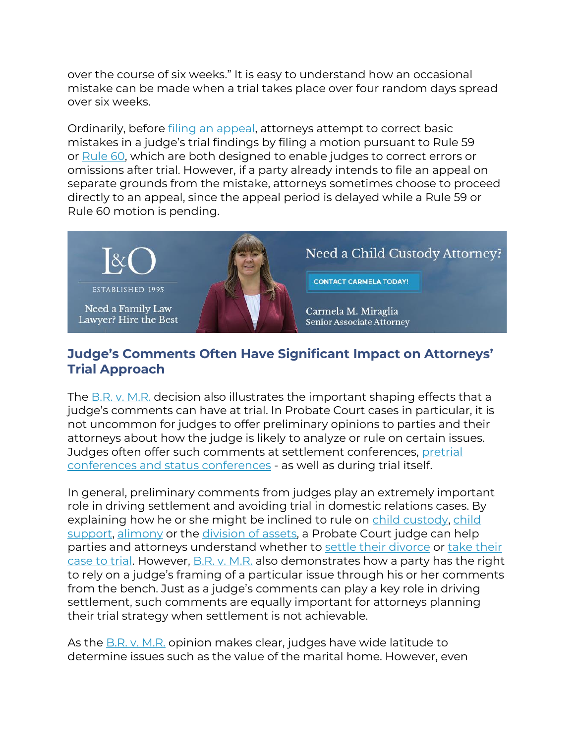over the course of six weeks." It is easy to understand how an occasional mistake can be made when a trial takes place over four random days spread over six weeks.

Ordinarily, before filing an appeal, attorneys attempt to correct basic mistakes in a judge's trial findings by filing a motion pursuant to Rule 59 or Rule 60, which are both designed to enable judges to correct errors or omissions after trial. However, if a party already intends to file an appeal on separate grounds from the mistake, attorneys sometimes choose to proceed directly to an appeal, since the appeal period is delayed while a Rule 59 or Rule 60 motion is pending.

L&O
ESTABLISHED 1995
Need a Family Law Lawyer? Hire the Best

Need a Child Custody Attorney?
CONTACT CARMELA TODAY!
Carmela M. Miraglia
Senior Associate Attorney

## Judge's Comments Often Have Significant Impact on Attorneys' Trial Approach

The B.R. v. M.R. decision also illustrates the important shaping effects that a judge's comments can have at trial. In Probate Court cases in particular, it is not uncommon for judges to offer preliminary opinions to parties and their attorneys about how the judge is likely to analyze or rule on certain issues. Judges often offer such comments at settlement conferences, pretrial conferences and status conferences - as well as during trial itself.

In general, preliminary comments from judges play an extremely important role in driving settlement and avoiding trial in domestic relations cases. By explaining how he or she might be inclined to rule on child custody, child support, alimony or the division of assets, a Probate Court judge can help parties and attorneys understand whether to settle their divorce or take their case to trial. However, B.R. v. M.R. also demonstrates how a party has the right to rely on a judge's framing of a particular issue through his or her comments from the bench. Just as a judge's comments can play a key role in driving settlement, such comments are equally important for attorneys planning their trial strategy when settlement is not achievable.

As the B.R. v. M.R. opinion makes clear, judges have wide latitude to determine issues such as the value of the marital home. However, even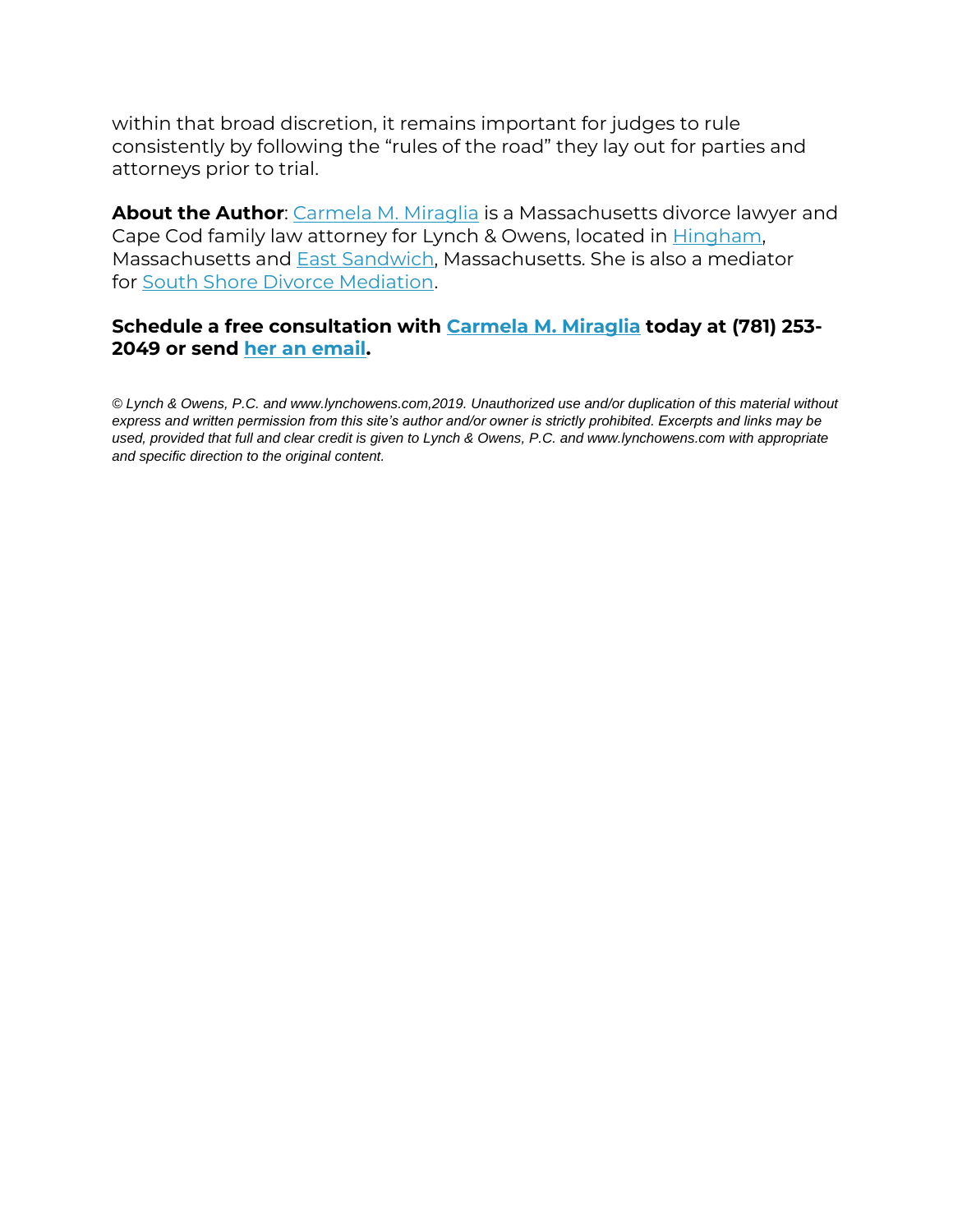within that broad discretion, it remains important for judges to rule consistently by following the “rules of the road” they lay out for parties and attorneys prior to trial.

**About the Author**: Carmela M. Miraglia is a Massachusetts divorce lawyer and Cape Cod family law attorney for Lynch & Owens, located in Hingham, Massachusetts and East Sandwich, Massachusetts. She is also a mediator for South Shore Divorce Mediation.

**Schedule a free consultation with Carmela M. Miraglia today at (781) 253-2049 or send her an email.**

*© Lynch & Owens, P.C. and www.lynchowens.com,2019. Unauthorized use and/or duplication of this material without express and written permission from this site’s author and/or owner is strictly prohibited. Excerpts and links may be used, provided that full and clear credit is given to Lynch & Owens, P.C. and www.lynchowens.com with appropriate and specific direction to the original content.*